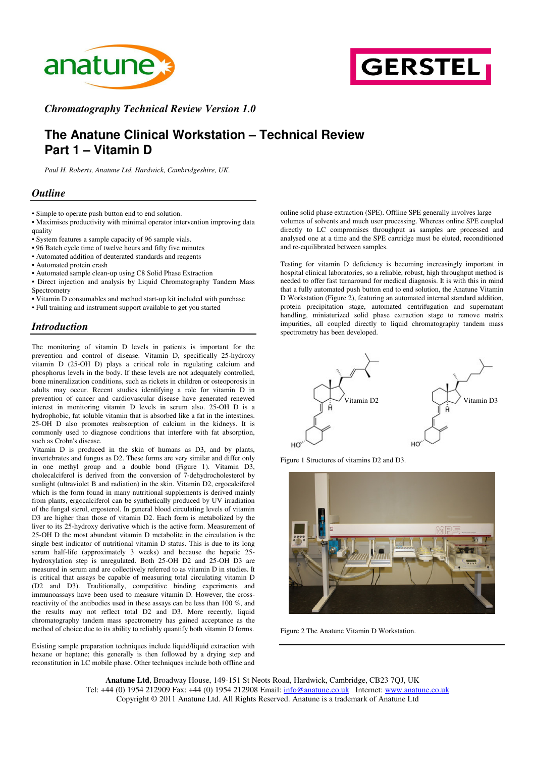*Chromatography Technical Review Version 1.0*

# The Anatune Clinical Workstation – Technical Review
# Part 1 – Vitamin D

*Paul H. Roberts, Anatune Ltd. Hardwick, Cambridgeshire, UK.*

## *Outline*

- Simple to operate push button end to end solution.
- Maximises productivity with minimal operator intervention improving data quality
- System features a sample capacity of 96 sample vials.
- 96 Batch cycle time of twelve hours and fifty five minutes
- Automated addition of deuterated standards and reagents
- Automated protein crash
- Automated sample clean-up using C8 Solid Phase Extraction
- Direct injection and analysis by Liquid Chromatography Tandem Mass Spectrometry
- Vitamin D consumables and method start-up kit included with purchase
- Full training and instrument support available to get you started

## *Introduction*

The monitoring of vitamin D levels in patients is important for the prevention and control of disease. Vitamin D, specifically 25-hydroxy vitamin D (25-OH D) plays a critical role in regulating calcium and phosphorus levels in the body. If these levels are not adequately controlled, bone mineralization conditions, such as rickets in children or osteoporosis in adults may occur. Recent studies identifying a role for vitamin D in prevention of cancer and cardiovascular disease have generated renewed interest in monitoring vitamin D levels in serum also. 25-OH D is a hydrophobic, fat soluble vitamin that is absorbed like a fat in the intestines. 25-OH D also promotes reabsorption of calcium in the kidneys. It is commonly used to diagnose conditions that interfere with fat absorption, such as Crohn's disease.

Vitamin D is produced in the skin of humans as D3, and by plants, invertebrates and fungus as D2. These forms are very similar and differ only in one methyl group and a double bond (Figure 1). Vitamin D3, cholecalciferol is derived from the conversion of 7-dehydrocholesterol by sunlight (ultraviolet B and radiation) in the skin. Vitamin D2, ergocalciferol which is the form found in many nutritional supplements is derived mainly from plants, ergocalciferol can be synthetically produced by UV irradiation of the fungal sterol, ergosterol. In general blood circulating levels of vitamin D3 are higher than those of vitamin D2. Each form is metabolized by the liver to its 25-hydroxy derivative which is the active form. Measurement of 25-OH D the most abundant vitamin D metabolite in the circulation is the single best indicator of nutritional vitamin D status. This is due to its long serum half-life (approximately 3 weeks) and because the hepatic 25-hydroxylation step is unregulated. Both 25-OH D2 and 25-OH D3 are measured in serum and are collectively referred to as vitamin D in studies. It is critical that assays be capable of measuring total circulating vitamin D (D2 and D3). Traditionally, competitive binding experiments and immunoassays have been used to measure vitamin D. However, the cross-reactivity of the antibodies used in these assays can be less than 100 %, and the results may not reflect total D2 and D3. More recently, liquid chromatography tandem mass spectrometry has gained acceptance as the method of choice due to its ability to reliably quantify both vitamin D forms.

Existing sample preparation techniques include liquid/liquid extraction with hexane or heptane; this generally is then followed by a drying step and reconstitution in LC mobile phase. Other techniques include both offline and online solid phase extraction (SPE). Offline SPE generally involves large volumes of solvents and much user processing. Whereas online SPE coupled directly to LC compromises throughput as samples are processed and analysed one at a time and the SPE cartridge must be eluted, reconditioned and re-equilibrated between samples.

Testing for vitamin D deficiency is becoming increasingly important in hospital clinical laboratories, so a reliable, robust, high throughput method is needed to offer fast turnaround for medical diagnosis. It is with this in mind that a fully automated push button end to end solution, the Anatune Vitamin D Workstation (Figure 2), featuring an automated internal standard addition, protein precipitation stage, automated centrifugation and supernatant handling, miniaturized solid phase extraction stage to remove matrix impurities, all coupled directly to liquid chromatography tandem mass spectrometry has been developed.

Vitamin D2 Vitamin D3

Figure 1 Structures of vitamins D2 and D3.

Figure 2 The Anatune Vitamin D Workstation.

**Anatune Ltd**, Broadway House, 149-151 St Neots Road, Hardwick, Cambridge, CB23 7QJ, UK
Tel: +44 (0) 1954 212909 Fax: +44 (0) 1954 212908 Email: info@anatune.co.uk Internet: www.anatune.co.uk
Copyright © 2011 Anatune Ltd. All Rights Reserved. Anatune is a trademark of Anatune Ltd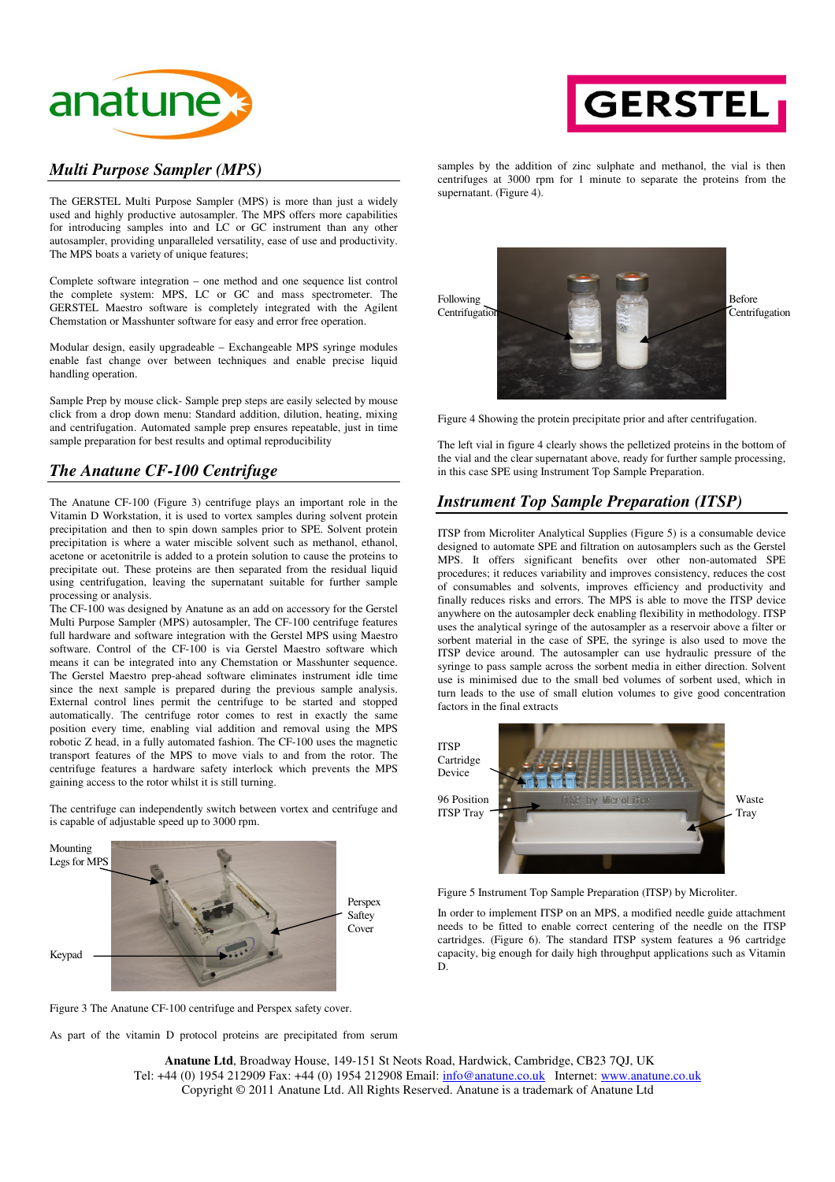## *Multi Purpose Sampler (MPS)*

The GERSTEL Multi Purpose Sampler (MPS) is more than just a widely used and highly productive autosampler. The MPS offers more capabilities for introducing samples into and LC or GC instrument than any other autosampler, providing unparalleled versatility, ease of use and productivity. The MPS boats a variety of unique features;

Complete software integration – one method and one sequence list control the complete system: MPS, LC or GC and mass spectrometer. The GERSTEL Maestro software is completely integrated with the Agilent Chemstation or Masshunter software for easy and error free operation.

Modular design, easily upgradeable – Exchangeable MPS syringe modules enable fast change over between techniques and enable precise liquid handling operation.

Sample Prep by mouse click- Sample prep steps are easily selected by mouse click from a drop down menu: Standard addition, dilution, heating, mixing and centrifugation. Automated sample prep ensures repeatable, just in time sample preparation for best results and optimal reproducibility

## *The Anatune CF-100 Centrifuge*

The Anatune CF-100 (Figure 3) centrifuge plays an important role in the Vitamin D Workstation, it is used to vortex samples during solvent protein precipitation and then to spin down samples prior to SPE. Solvent protein precipitation is where a water miscible solvent such as methanol, ethanol, acetone or acetonitrile is added to a protein solution to cause the proteins to precipitate out. These proteins are then separated from the residual liquid using centrifugation, leaving the supernatant suitable for further sample processing or analysis.
The CF-100 was designed by Anatune as an add on accessory for the Gerstel Multi Purpose Sampler (MPS) autosampler, The CF-100 centrifuge features full hardware and software integration with the Gerstel MPS using Maestro software. Control of the CF-100 is via Gerstel Maestro software which means it can be integrated into any Chemstation or Masshunter sequence. The Gerstel Maestro prep-ahead software eliminates instrument idle time since the next sample is prepared during the previous sample analysis. External control lines permit the centrifuge to be started and stopped automatically. The centrifuge rotor comes to rest in exactly the same position every time, enabling vial addition and removal using the MPS robotic Z head, in a fully automated fashion. The CF-100 uses the magnetic transport features of the MPS to move vials to and from the rotor. The centrifuge features a hardware safety interlock which prevents the MPS gaining access to the rotor whilst it is still turning.

The centrifuge can independently switch between vortex and centrifuge and is capable of adjustable speed up to 3000 rpm.

Mounting Legs for MPS — Perspex Saftey Cover — Keypad

Figure 3 The Anatune CF-100 centrifuge and Perspex safety cover.

As part of the vitamin D protocol proteins are precipitated from serum samples by the addition of zinc sulphate and methanol, the vial is then centrifuges at 3000 rpm for 1 minute to separate the proteins from the supernatant. (Figure 4).

Following Centrifugation — Before Centrifugation

Figure 4 Showing the protein precipitate prior and after centrifugation.

The left vial in figure 4 clearly shows the pelletized proteins in the bottom of the vial and the clear supernatant above, ready for further sample processing, in this case SPE using Instrument Top Sample Preparation.

## *Instrument Top Sample Preparation (ITSP)*

ITSP from Microliter Analytical Supplies (Figure 5) is a consumable device designed to automate SPE and filtration on autosamplers such as the Gerstel MPS. It offers significant benefits over other non-automated SPE procedures; it reduces variability and improves consistency, reduces the cost of consumables and solvents, improves efficiency and productivity and finally reduces risks and errors. The MPS is able to move the ITSP device anywhere on the autosampler deck enabling flexibility in methodology. ITSP uses the analytical syringe of the autosampler as a reservoir above a filter or sorbent material in the case of SPE, the syringe is also used to move the ITSP device around. The autosampler can use hydraulic pressure of the syringe to pass sample across the sorbent media in either direction. Solvent use is minimised due to the small bed volumes of sorbent used, which in turn leads to the use of small elution volumes to give good concentration factors in the final extracts

ITSP Cartridge Device — 96 Position ITSP Tray — Waste Tray

Figure 5 Instrument Top Sample Preparation (ITSP) by Microliter.

In order to implement ITSP on an MPS, a modified needle guide attachment needs to be fitted to enable correct centering of the needle on the ITSP cartridges. (Figure 6). The standard ITSP system features a 96 cartridge capacity, big enough for daily high throughput applications such as Vitamin D.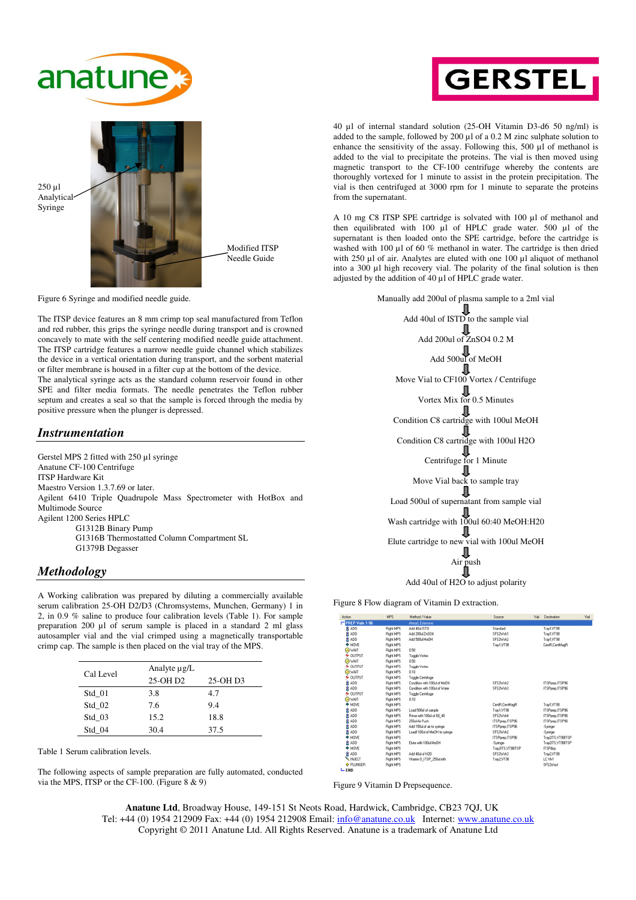250 µl Analytical Syringe

Modified ITSP Needle Guide

Figure 6 Syringe and modified needle guide.

The ITSP device features an 8 mm crimp top seal manufactured from Teflon and red rubber, this grips the syringe needle during transport and is crowned concavely to mate with the self centering modified needle guide attachment. The ITSP cartridge features a narrow needle guide channel which stabilizes the device in a vertical orientation during transport, and the sorbent material or filter membrane is housed in a filter cup at the bottom of the device.
The analytical syringe acts as the standard column reservoir found in other SPE and filter media formats. The needle penetrates the Teflon rubber septum and creates a seal so that the sample is forced through the media by positive pressure when the plunger is depressed.

## Instrumentation

Gerstel MPS 2 fitted with 250 µl syringe
Anatune CF-100 Centrifuge
ITSP Hardware Kit
Maestro Version 1.3.7.69 or later.
Agilent 6410 Triple Quadrupole Mass Spectrometer with HotBox and Multimode Source
Agilent 1200 Series HPLC
- G1312B Binary Pump
- G1316B Thermostatted Column Compartment SL
- G1379B Degasser

## Methodology

A Working calibration was prepared by diluting a commercially available serum calibration 25-OH D2/D3 (Chromsystems, Munchen, Germany) 1 in 2, in 0.9 % saline to produce four calibration levels (Table 1). For sample preparation 200 µl of serum sample is placed in a standard 2 ml glass autosampler vial and the vial crimped using a magnetically transportable crimp cap. The sample is then placed on the vial tray of the MPS.

| Cal Level | Analyte µg/L | |
|---|---|---|
| | 25-OH D2 | 25-OH D3 |
| Std_01 | 3.8 | 4.7 |
| Std_02 | 7.6 | 9.4 |
| Std_03 | 15.2 | 18.8 |
| Std_04 | 30.4 | 37.5 |

Table 1 Serum calibration levels.

The following aspects of sample preparation are fully automated, conducted via the MPS, ITSP or the CF-100. (Figure 8 & 9)

40 µl of internal standard solution (25-OH Vitamin D3-d6 50 ng/ml) is added to the sample, followed by 200 µl of a 0.2 M zinc sulphate solution to enhance the sensitivity of the assay. Following this, 500 µl of methanol is added to the vial to precipitate the proteins. The vial is then moved using magnetic transport to the CF-100 centrifuge whereby the contents are thoroughly vortexed for 1 minute to assist in the protein precipitation. The vial is then centrifuged at 3000 rpm for 1 minute to separate the proteins from the supernatant.

A 10 mg C8 ITSP SPE cartridge is solvated with 100 µl of methanol and then equilibrated with 100 µl of HPLC grade water. 500 µl of the supernatant is then loaded onto the SPE cartridge, before the cartridge is washed with 100 µl of 60 % methanol in water. The cartridge is then dried with 250 µl of air. Analytes are eluted with one 100 µl aliquot of methanol into a 300 µl high recovery vial. The polarity of the final solution is then adjusted by the addition of 40 µl of HPLC grade water.

Manually add 200ul of plasma sample to a 2ml vial
↓
Add 40ul of ISTD to the sample vial
↓
Add 200ul of ZnSO4 0.2 M
↓
Add 500ul of MeOH
↓
Move Vial to CF100 Vortex / Centrifuge
↓
Vortex Mix for 0.5 Minutes
↓
Condition C8 cartridge with 100ul MeOH
↓
Condition C8 cartridge with 100ul H2O
↓
Centrifuge for 1 Minute
↓
Move Vial back to sample tray
↓
Load 500ul of supernatant from sample vial
↓
Wash cartridge with 100ul 60:40 MeOH:H20
↓
Elute cartridge to new vial with 100ul MeOH
↓
Air push
↓
Add 40ul of H2O to adjust polarity

Figure 8 Flow diagram of Vitamin D extraction.

| Action | MPS | Method / Value | Source | Vial | Destination | Vial |
|---|---|---|---|---|---|---|
| PREP Vials 1-96 | | Ahead, Extensive | | | | |
| ADD | Right MPS | Add 40ul ISTD | Standard | | Tray1,VT98 | |
| ADD | Right MPS | Add 200ul ZnSO4 | SFS2Wsh1 | | Tray1,VT98 | |
| ADD | Right MPS | Add 500ul MeOH | SFS2Wsh2 | | Tray1,VT98 | |
| MOVE | Right MPS | | Tray1,VT98 | | CentR,CentMagR | |
| WAIT | Right MPS | 0.50 | | | | |
| OUTPUT | Right MPS | Toggle Vortex | | | | |
| WAIT | Right MPS | 0.50 | | | | |
| OUTPUT | Right MPS | Toggle Vortex | | | | |
| WAIT | Right MPS | 0.10 | | | | |
| OUTPUT | Right MPS | Toggle Centrifuge | | | | |
| ADD | Right MPS | Condition with 100ul of MeOH | SFS2Wsh2 | | ITSPprep,ITSP96 | |
| ADD | Right MPS | Condition with 100ul of Water | SFS2Wsh3 | | ITSPprep,ITSP96 | |
| OUTPUT | Right MPS | Toggle Centrifuge | | | | |
| WAIT | Right MPS | 0.10 | | | | |
| MOVE | Right MPS | | CentR,CentMagR | | Tray1,VT98 | |
| ADD | Right MPS | Load 500ul of sample | Tray1,VT98 | | ITSPprep,ITSP96 | |
| ADD | Right MPS | Rinse with 100ul of 60_40 | SFS2Wsh4 | | ITSPprep,ITSP96 | |
| ADD | Right MPS | 250ul Air Push | ITSPprep,ITSP96 | | ITSPprep,ITSP96 | |
| ADD | Right MPS | Add 150ul of air to syringe | ITSPprep,ITSP96 | | -Syringe- | |
| ADD | Right MPS | Load 100ul of MeOH to syringe | SFS2Wsh2 | | -Syringe- | |
| MOVE | Right MPS | | ITSPprep,ITSP96 | | Tray2ITS,VT98ITSP | |
| ADD | Right MPS | Elute with 100ul MeOH | -Syringe- | | Tray2ITS,VT98ITSP | |
| MOVE | Right MPS | | Tray2ITS,VT98ITSP | | ITSPdisp | |
| ADD | Right MPS | Add 40ul of H2O | SFS2Wsh3 | | Tray2,VT98 | |
| INJECT | Right MPS | Vitamin D_ITSP_250ul.mth | Tray2,VT98 | | LC Vlv1 | |
| PLUNGER | Right MPS | | | | SFS2Wast | |
| END | | | | | | |

Figure 9 Vitamin D Prepsequence.

**Anatune Ltd**, Broadway House, 149-151 St Neots Road, Hardwick, Cambridge, CB23 7QJ, UK
Tel: +44 (0) 1954 212909 Fax: +44 (0) 1954 212908 Email: info@anatune.co.uk Internet: www.anatune.co.uk
Copyright © 2011 Anatune Ltd. All Rights Reserved. Anatune is a trademark of Anatune Ltd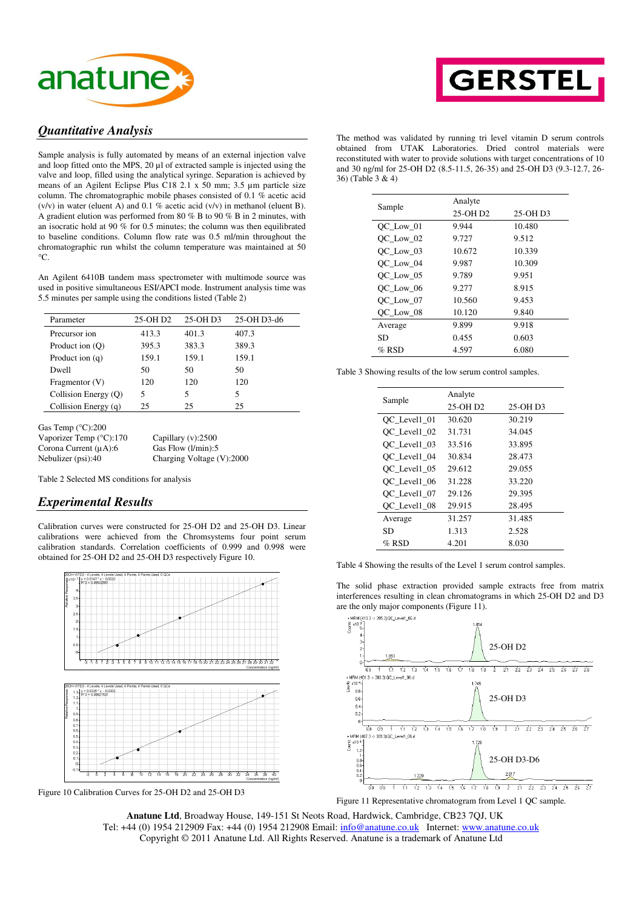## Quantitative Analysis

Sample analysis is fully automated by means of an external injection valve and loop fitted onto the MPS, 20 µl of extracted sample is injected using the valve and loop, filled using the analytical syringe. Separation is achieved by means of an Agilent Eclipse Plus C18 2.1 x 50 mm; 3.5 µm particle size column. The chromatographic mobile phases consisted of 0.1 % acetic acid (v/v) in water (eluent A) and 0.1 % acetic acid (v/v) in methanol (eluent B). A gradient elution was performed from 80 % B to 90 % B in 2 minutes, with an isocratic hold at 90 % for 0.5 minutes; the column was then equilibrated to baseline conditions. Column flow rate was 0.5 ml/min throughout the chromatographic run whilst the column temperature was maintained at 50 °C.

An Agilent 6410B tandem mass spectrometer with multimode source was used in positive simultaneous ESI/APCI mode. Instrument analysis time was 5.5 minutes per sample using the conditions listed (Table 2)

| Parameter | 25-OH D2 | 25-OH D3 | 25-OH D3-d6 |
|---|---|---|---|
| Precursor ion | 413.3 | 401.3 | 407.3 |
| Product ion (Q) | 395.3 | 383.3 | 389.3 |
| Product ion (q) | 159.1 | 159.1 | 159.1 |
| Dwell | 50 | 50 | 50 |
| Fragmentor (V) | 120 | 120 | 120 |
| Collision Energy (Q) | 5 | 5 | 5 |
| Collision Energy (q) | 25 | 25 | 25 |

Gas Temp (°C):200
Vaporizer Temp (°C):170 Capillary (v):2500
Corona Current (µA):6 Gas Flow (l/min):5
Nebulizer (psi):40 Charging Voltage (V):2000

Table 2 Selected MS conditions for analysis

## Experimental Results

Calibration curves were constructed for 25-OH D2 and 25-OH D3. Linear calibrations were achieved from the Chromsystems four point serum calibration standards. Correlation coefficients of 0.999 and 0.998 were obtained for 25-OH D2 and 25-OH D3 respectively Figure 10.

Figure 10 Calibration Curves for 25-OH D2 and 25-OH D3

The method was validated by running tri level vitamin D serum controls obtained from UTAK Laboratories. Dried control materials were reconstituted with water to provide solutions with target concentrations of 10 and 30 ng/ml for 25-OH D2 (8.5-11.5, 26-35) and 25-OH D3 (9.3-12.7, 26-36) (Table 3 & 4)

| Sample | Analyte | |
|---|---|---|
| | 25-OH D2 | 25-OH D3 |
| QC_Low_01 | 9.944 | 10.480 |
| QC_Low_02 | 9.727 | 9.512 |
| QC_Low_03 | 10.672 | 10.339 |
| QC_Low_04 | 9.987 | 10.309 |
| QC_Low_05 | 9.789 | 9.951 |
| QC_Low_06 | 9.277 | 8.915 |
| QC_Low_07 | 10.560 | 9.453 |
| QC_Low_08 | 10.120 | 9.840 |
| Average | 9.899 | 9.918 |
| SD | 0.455 | 0.603 |
| % RSD | 4.597 | 6.080 |

Table 3 Showing results of the low serum control samples.

| Sample | Analyte | |
|---|---|---|
| | 25-OH D2 | 25-OH D3 |
| QC_Level1_01 | 30.620 | 30.219 |
| QC_Level1_02 | 31.731 | 34.045 |
| QC_Level1_03 | 33.516 | 33.895 |
| QC_Level1_04 | 30.834 | 28.473 |
| QC_Level1_05 | 29.612 | 29.055 |
| QC_Level1_06 | 31.228 | 33.220 |
| QC_Level1_07 | 29.126 | 29.395 |
| QC_Level1_08 | 29.915 | 28.495 |
| Average | 31.257 | 31.485 |
| SD | 1.313 | 2.528 |
| % RSD | 4.201 | 8.030 |

Table 4 Showing the results of the Level 1 serum control samples.

The solid phase extraction provided sample extracts free from matrix interferences resulting in clean chromatograms in which 25-OH D2 and D3 are the only major components (Figure 11).

Figure 11 Representative chromatogram from Level 1 QC sample.

**Anatune Ltd**, Broadway House, 149-151 St Neots Road, Hardwick, Cambridge, CB23 7QJ, UK
Tel: +44 (0) 1954 212909 Fax: +44 (0) 1954 212908 Email: info@anatune.co.uk Internet: www.anatune.co.uk
Copyright © 2011 Anatune Ltd. All Rights Reserved. Anatune is a trademark of Anatune Ltd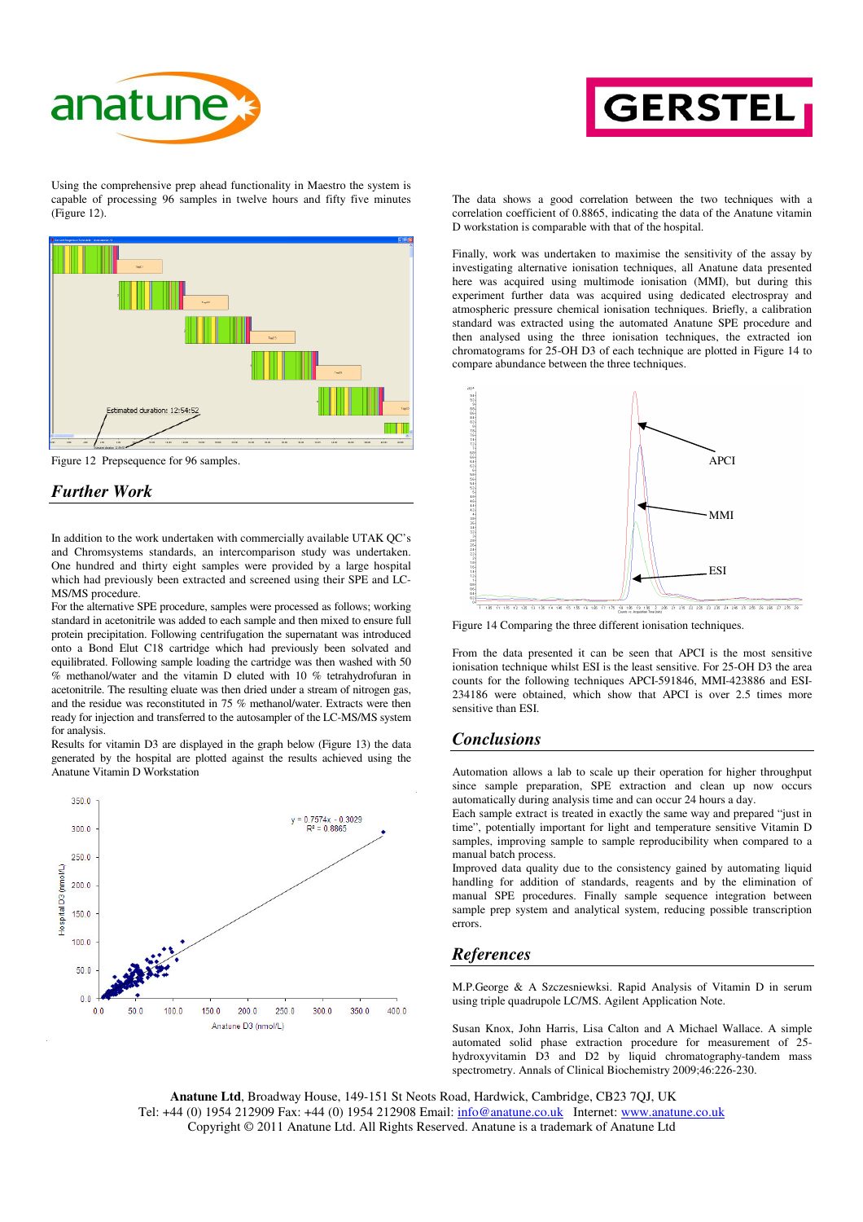Using the comprehensive prep ahead functionality in Maestro the system is capable of processing 96 samples in twelve hours and fifty five minutes (Figure 12).

Figure 12 Prepsequence for 96 samples.

## *Further Work*

In addition to the work undertaken with commercially available UTAK QC's and Chromsystems standards, an intercomparison study was undertaken. One hundred and thirty eight samples were provided by a large hospital which had previously been extracted and screened using their SPE and LC-MS/MS procedure.

For the alternative SPE procedure, samples were processed as follows; working standard in acetonitrile was added to each sample and then mixed to ensure full protein precipitation. Following centrifugation the supernatant was introduced onto a Bond Elut C18 cartridge which had previously been solvated and equilibrated. Following sample loading the cartridge was then washed with 50 % methanol/water and the vitamin D eluted with 10 % tetrahydrofuran in acetonitrile. The resulting eluate was then dried under a stream of nitrogen gas, and the residue was reconstituted in 75 % methanol/water. Extracts were then ready for injection and transferred to the autosampler of the LC-MS/MS system for analysis.

Results for vitamin D3 are displayed in the graph below (Figure 13) the data generated by the hospital are plotted against the results achieved using the Anatune Vitamin D Workstation

The data shows a good correlation between the two techniques with a correlation coefficient of 0.8865, indicating the data of the Anatune vitamin D workstation is comparable with that of the hospital.

Finally, work was undertaken to maximise the sensitivity of the assay by investigating alternative ionisation techniques, all Anatune data presented here was acquired using multimode ionisation (MMI), but during this experiment further data was acquired using dedicated electrospray and atmospheric pressure chemical ionisation techniques. Briefly, a calibration standard was extracted using the automated Anatune SPE procedure and then analysed using the three ionisation techniques, the extracted ion chromatograms for 25-OH D3 of each technique are plotted in Figure 14 to compare abundance between the three techniques.

Figure 14 Comparing the three different ionisation techniques.

From the data presented it can be seen that APCI is the most sensitive ionisation technique whilst ESI is the least sensitive. For 25-OH D3 the area counts for the following techniques APCI-591846, MMI-423886 and ESI-234186 were obtained, which show that APCI is over 2.5 times more sensitive than ESI.

## *Conclusions*

Automation allows a lab to scale up their operation for higher throughput since sample preparation, SPE extraction and clean up now occurs automatically during analysis time and can occur 24 hours a day.

Each sample extract is treated in exactly the same way and prepared "just in time", potentially important for light and temperature sensitive Vitamin D samples, improving sample to sample reproducibility when compared to a manual batch process.

Improved data quality due to the consistency gained by automating liquid handling for addition of standards, reagents and by the elimination of manual SPE procedures. Finally sample sequence integration between sample prep system and analytical system, reducing possible transcription errors.

## *References*

M.P.George & A Szczesniewksi. Rapid Analysis of Vitamin D in serum using triple quadrupole LC/MS. Agilent Application Note.

Susan Knox, John Harris, Lisa Calton and A Michael Wallace. A simple automated solid phase extraction procedure for measurement of 25-hydroxyvitamin D3 and D2 by liquid chromatography-tandem mass spectrometry. Annals of Clinical Biochemistry 2009;46:226-230.

**Anatune Ltd**, Broadway House, 149-151 St Neots Road, Hardwick, Cambridge, CB23 7QJ, UK
Tel: +44 (0) 1954 212909 Fax: +44 (0) 1954 212908 Email: info@anatune.co.uk Internet: www.anatune.co.uk
Copyright © 2011 Anatune Ltd. All Rights Reserved. Anatune is a trademark of Anatune Ltd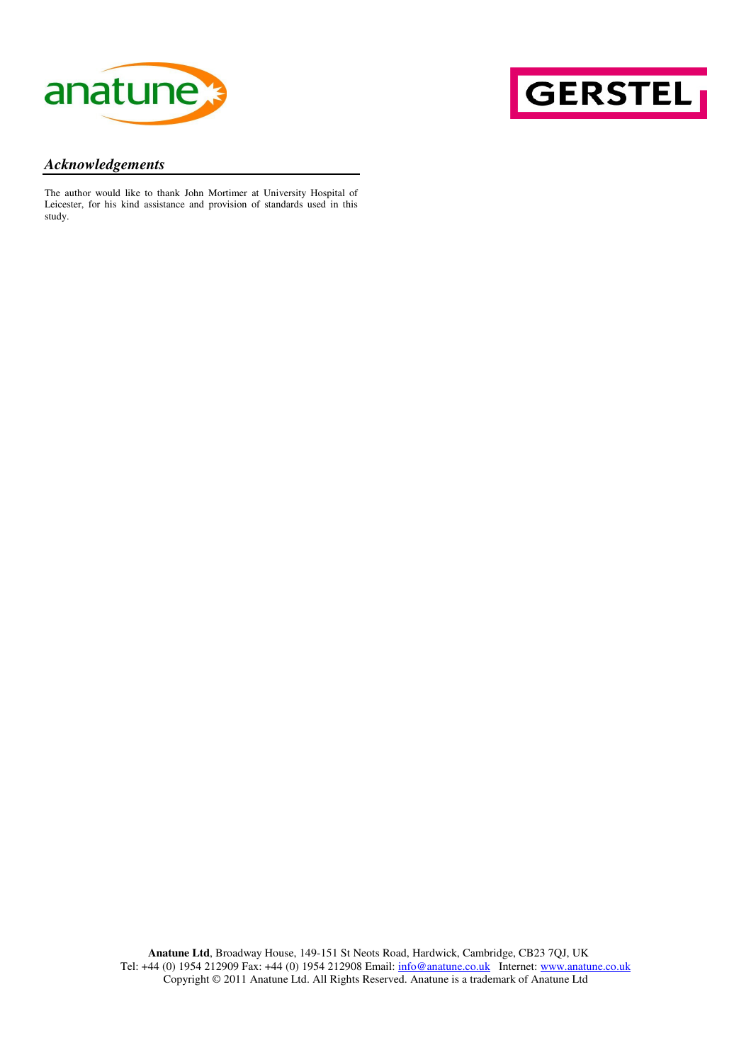### *Acknowledgements*

The author would like to thank John Mortimer at University Hospital of Leicester, for his kind assistance and provision of standards used in this study.

**Anatune Ltd**, Broadway House, 149-151 St Neots Road, Hardwick, Cambridge, CB23 7QJ, UK
Tel: +44 (0) 1954 212909 Fax: +44 (0) 1954 212908 Email: info@anatune.co.uk Internet: www.anatune.co.uk
Copyright © 2011 Anatune Ltd. All Rights Reserved. Anatune is a trademark of Anatune Ltd